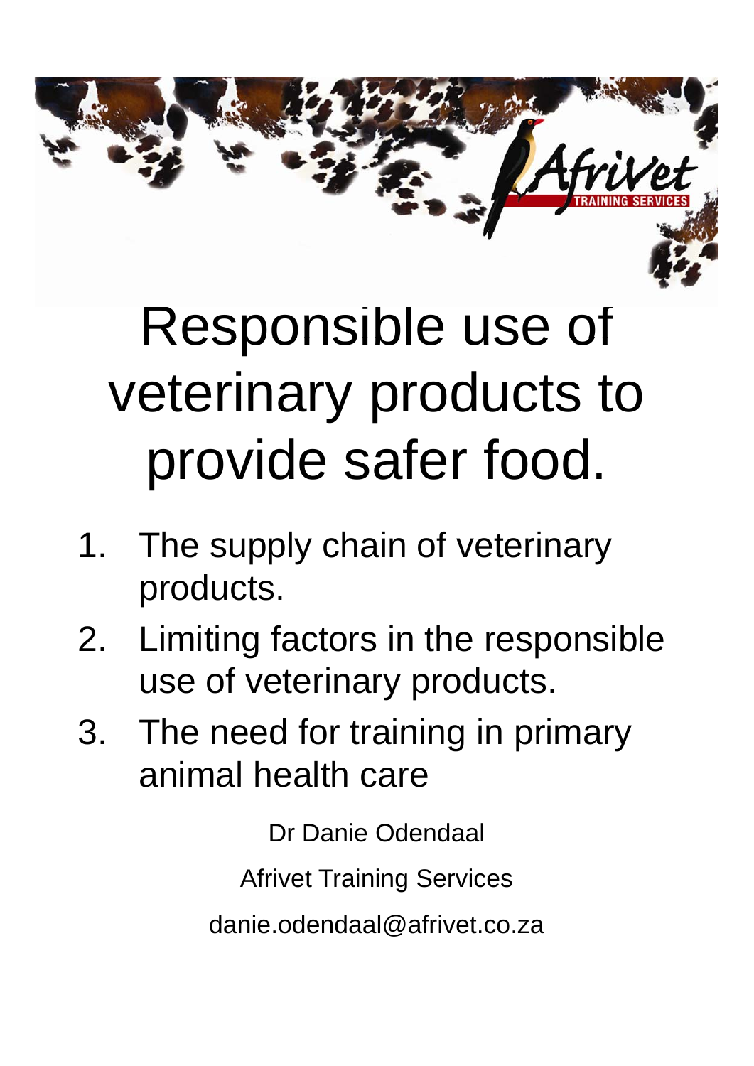# Responsible use of veterinary products to provide safer food.

1. The supply chain of veterinary products.
2. Limiting factors in the responsible use of veterinary products.
3. The need for training in primary animal health care

Dr Danie Odendaal

Afrivet Training Services

danie.odendaal@afrivet.co.za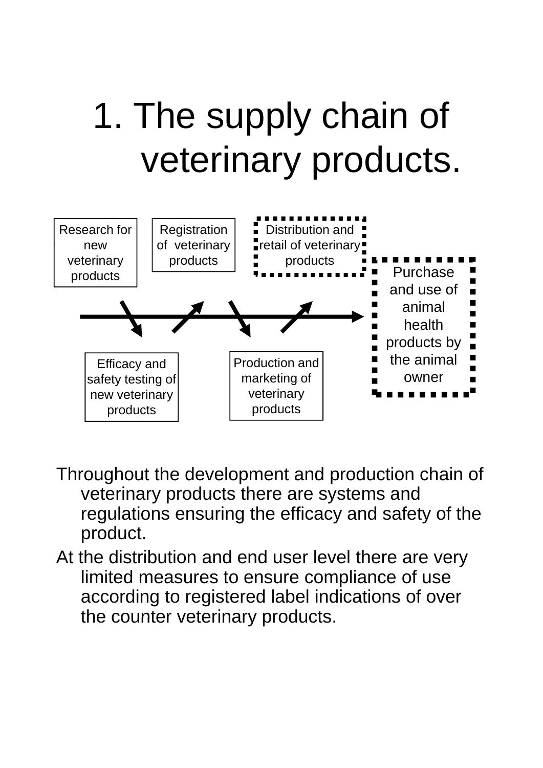# 1. The supply chain of veterinary products.

Research for new veterinary products

Efficacy and safety testing of new veterinary products

Registration of veterinary products

Production and marketing of veterinary products

Distribution and retail of veterinary products

Purchase and use of animal health products by the animal owner

Throughout the development and production chain of veterinary products there are systems and regulations ensuring the efficacy and safety of the product.

At the distribution and end user level there are very limited measures to ensure compliance of use according to registered label indications of over the counter veterinary products.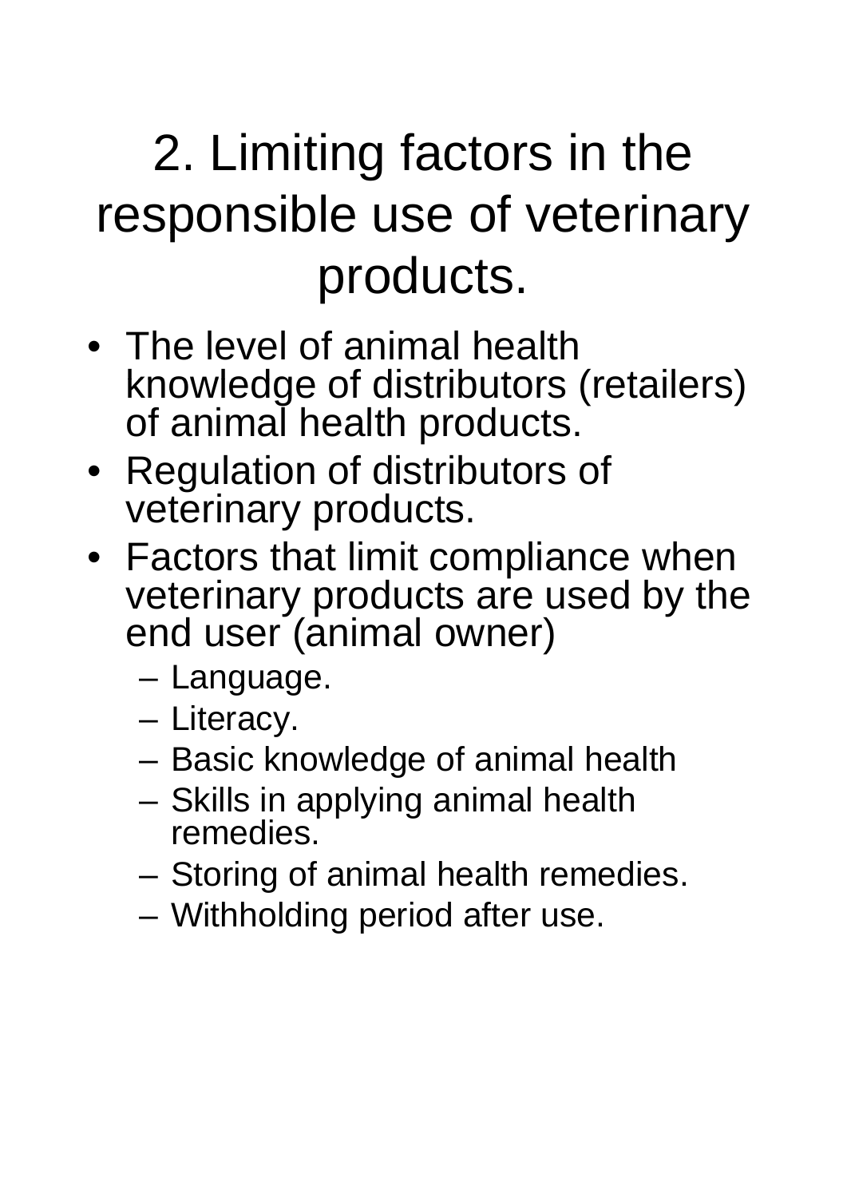# 2. Limiting factors in the responsible use of veterinary products.

- The level of animal health knowledge of distributors (retailers) of animal health products.
- Regulation of distributors of veterinary products.
- Factors that limit compliance when veterinary products are used by the end user (animal owner)
  - Language.
  - Literacy.
  - Basic knowledge of animal health
  - Skills in applying animal health remedies.
  - Storing of animal health remedies.
  - Withholding period after use.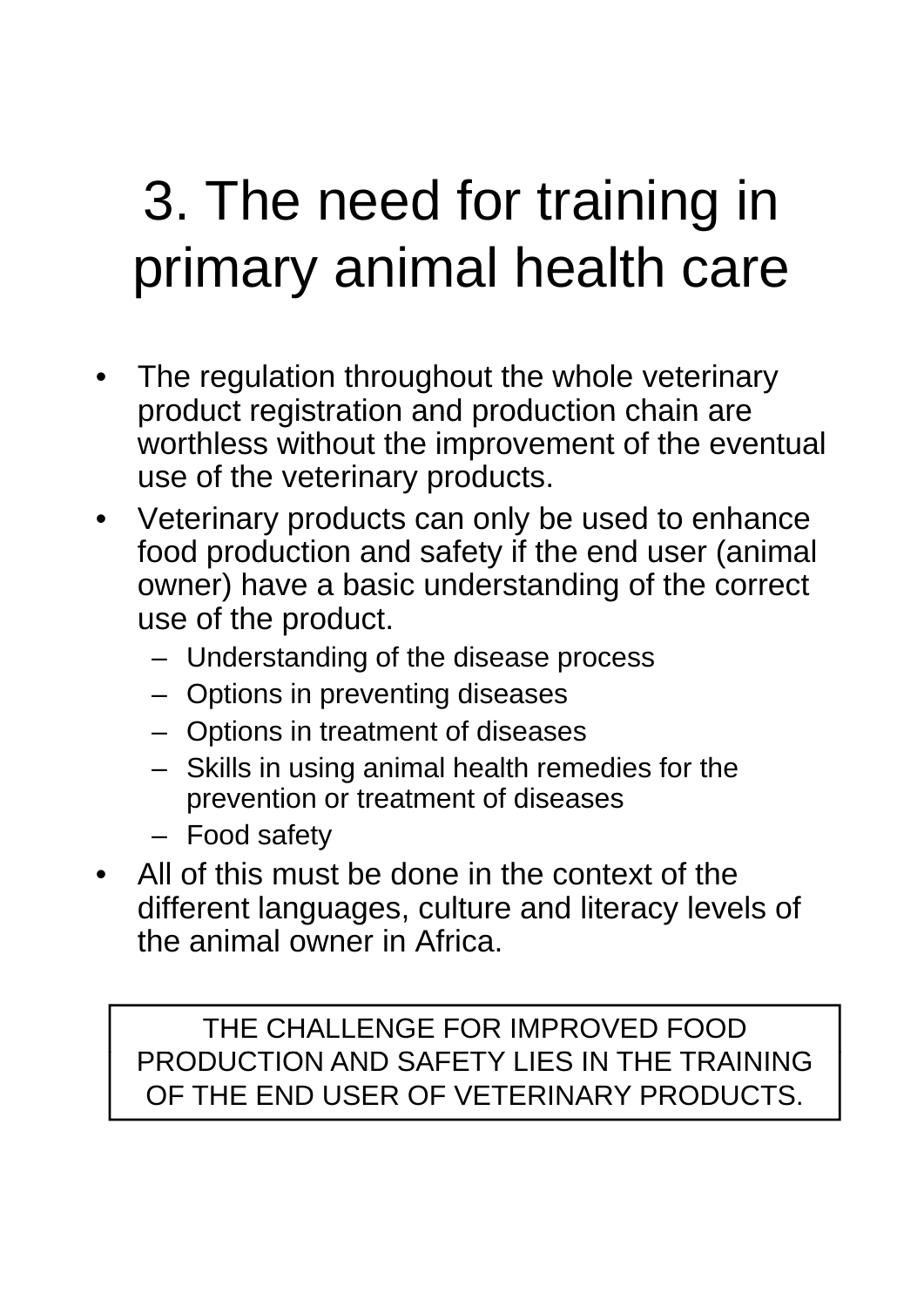# 3. The need for training in primary animal health care

- The regulation throughout the whole veterinary product registration and production chain are worthless without the improvement of the eventual use of the veterinary products.
- Veterinary products can only be used to enhance food production and safety if the end user (animal owner) have a basic understanding of the correct use of the product.
  - Understanding of the disease process
  - Options in preventing diseases
  - Options in treatment of diseases
  - Skills in using animal health remedies for the prevention or treatment of diseases
  - Food safety
- All of this must be done in the context of the different languages, culture and literacy levels of the animal owner in Africa.

THE CHALLENGE FOR IMPROVED FOOD PRODUCTION AND SAFETY LIES IN THE TRAINING OF THE END USER OF VETERINARY PRODUCTS.